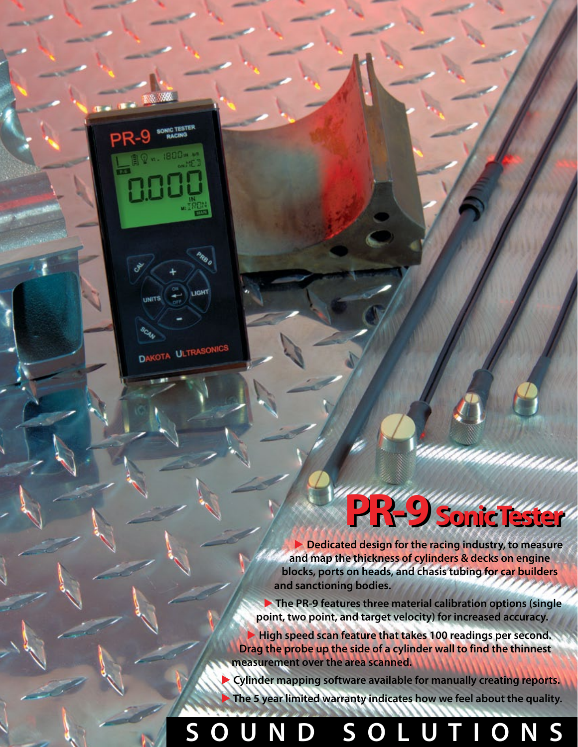# PR-9 Sonic Tester

- Dedicated design for the racing industry, to measure and map the thickness of cylinders & decks on engine blocks, ports on heads, and chasis tubing for car builders and sanctioning bodies.
- The PR-9 features three material calibration options (single point, two point, and target velocity) for increased accuracy.
- High speed scan feature that takes 100 readings per second. Drag the probe up the side of a cylinder wall to find the thinnest measurement over the area scanned.
- Cylinder mapping software available for manually creating reports.
- The 5 year limited warranty indicates how we feel about the quality.

**SOUND SOLUTIONS**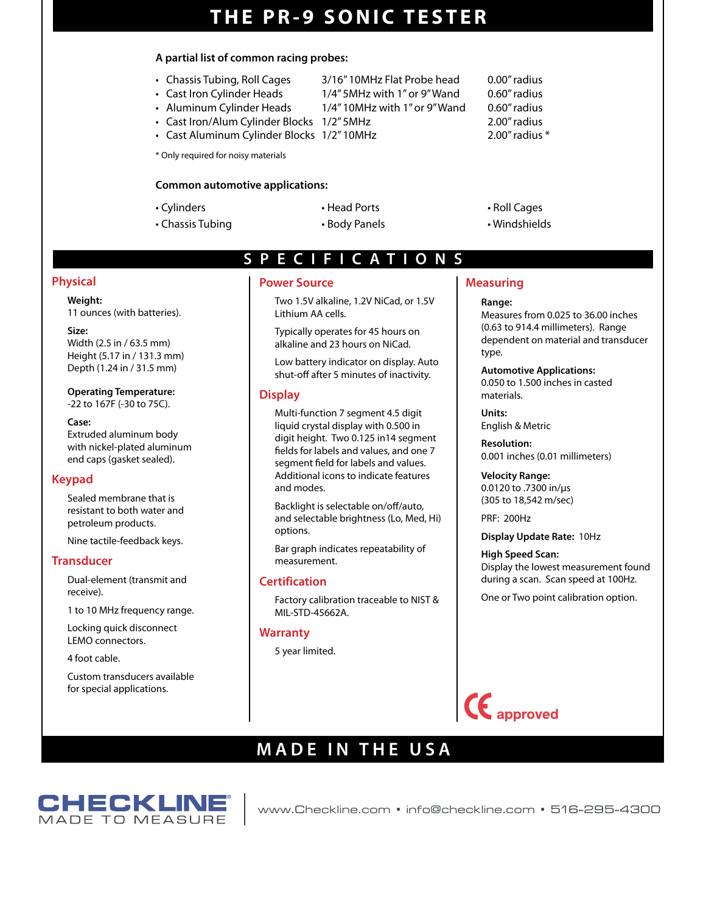# THE PR-9 SONIC TESTER

**A partial list of common racing probes:**

| | | |
|---|---|---|
| Chassis Tubing, Roll Cages | 3/16" 10MHz Flat Probe head | 0.00" radius |
| Cast Iron Cylinder Heads | 1/4" 5MHz with 1" or 9" Wand | 0.60" radius |
| Aluminum Cylinder Heads | 1/4" 10MHz with 1" or 9" Wand | 0.60" radius |
| Cast Iron/Alum Cylinder Blocks | 1/2" 5MHz | 2.00" radius |
| Cast Aluminum Cylinder Blocks | 1/2" 10MHz | 2.00" radius * |

* Only required for noisy materials

**Common automotive applications:**

- Cylinders
- Chassis Tubing
- Head Ports
- Body Panels
- Roll Cages
- Windshields

## SPECIFICATIONS

### Physical

**Weight:**
11 ounces (with batteries).

**Size:**
Width (2.5 in / 63.5 mm)
Height (5.17 in / 131.3 mm)
Depth (1.24 in / 31.5 mm)

**Operating Temperature:**
-22 to 167F (-30 to 75C).

**Case:**
Extruded aluminum body with nickel-plated aluminum end caps (gasket sealed).

### Keypad

Sealed membrane that is resistant to both water and petroleum products.

Nine tactile-feedback keys.

### Transducer

Dual-element (transmit and receive).

1 to 10 MHz frequency range.

Locking quick disconnect LEMO connectors.

4 foot cable.

Custom transducers available for special applications.

### Power Source

Two 1.5V alkaline, 1.2V NiCad, or 1.5V Lithium AA cells.

Typically operates for 45 hours on alkaline and 23 hours on NiCad.

Low battery indicator on display. Auto shut-off after 5 minutes of inactivity.

### Display

Multi-function 7 segment 4.5 digit liquid crystal display with 0.500 in digit height. Two 0.125 in14 segment fields for labels and values, and one 7 segment field for labels and values. Additional icons to indicate features and modes.

Backlight is selectable on/off/auto, and selectable brightness (Lo, Med, Hi) options.

Bar graph indicates repeatability of measurement.

### Certification

Factory calibration traceable to NIST & MIL-STD-45662A.

### Warranty

5 year limited.

### Measuring

**Range:**
Measures from 0.025 to 36.00 inches (0.63 to 914.4 millimeters). Range dependent on material and transducer type.

**Automotive Applications:**
0.050 to 1.500 inches in casted materials.

**Units:**
English & Metric

**Resolution:**
0.001 inches (0.01 millimeters)

**Velocity Range:**
0.0120 to .7300 in/µs
(305 to 18,542 m/sec)

PRF: 200Hz

**Display Update Rate:** 10Hz

**High Speed Scan:**
Display the lowest measurement found during a scan. Scan speed at 100Hz.

One or Two point calibration option.

CE approved

## MADE IN THE USA

CHECKLINE® MADE TO MEASURE | www.Checkline.com • info@checkline.com • 516-295-4300